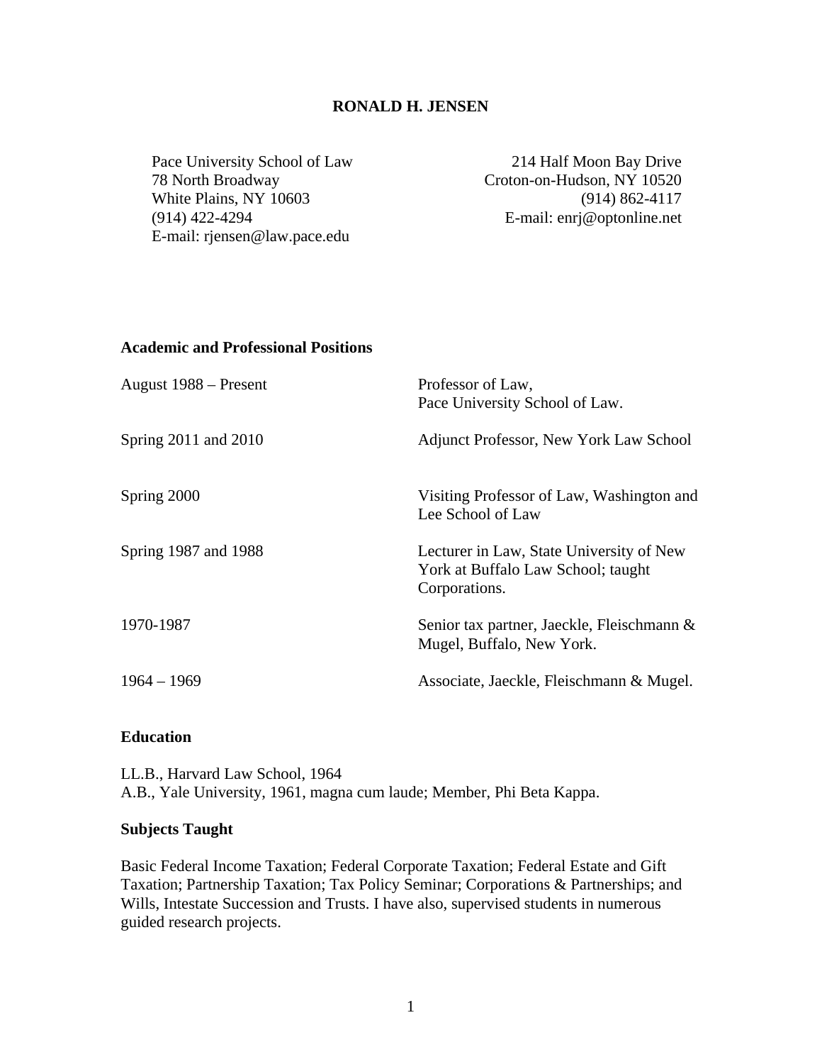# RONALD H. JENSEN

Pace University School of Law
78 North Broadway
White Plains, NY 10603
(914) 422-4294
E-mail: rjensen@law.pace.edu

214 Half Moon Bay Drive
Croton-on-Hudson, NY 10520
(914) 862-4117
E-mail: enrj@optonline.net

## Academic and Professional Positions

| | |
|---|---|
| August 1988 – Present | Professor of Law, Pace University School of Law. |
| Spring 2011 and 2010 | Adjunct Professor, New York Law School |
| Spring 2000 | Visiting Professor of Law, Washington and Lee School of Law |
| Spring 1987 and 1988 | Lecturer in Law, State University of New York at Buffalo Law School; taught Corporations. |
| 1970-1987 | Senior tax partner, Jaeckle, Fleischmann & Mugel, Buffalo, New York. |
| 1964 – 1969 | Associate, Jaeckle, Fleischmann & Mugel. |

## Education

LL.B., Harvard Law School, 1964
A.B., Yale University, 1961, magna cum laude; Member, Phi Beta Kappa.

## Subjects Taught

Basic Federal Income Taxation; Federal Corporate Taxation; Federal Estate and Gift Taxation; Partnership Taxation; Tax Policy Seminar; Corporations & Partnerships; and Wills, Intestate Succession and Trusts. I have also, supervised students in numerous guided research projects.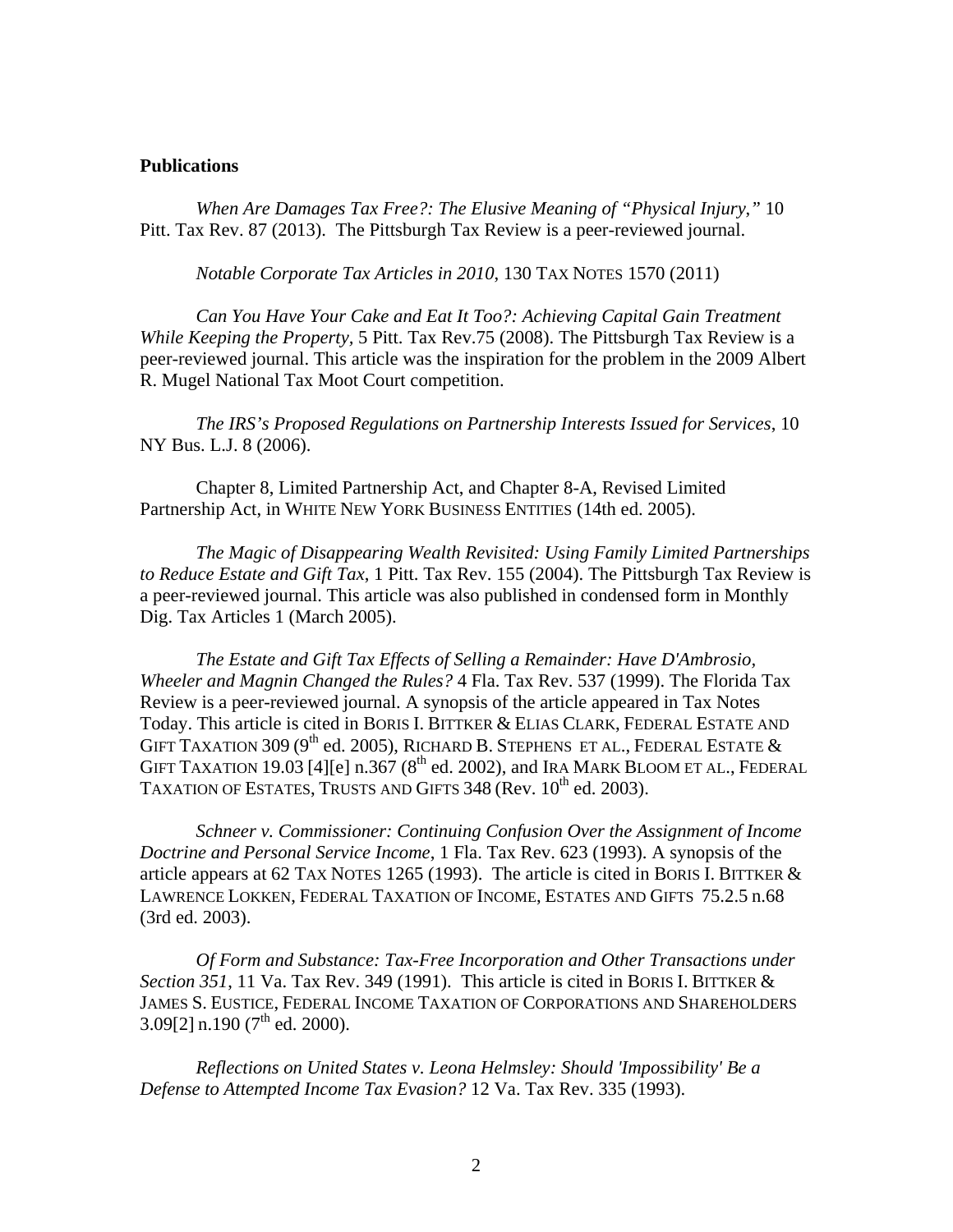**Publications**

*When Are Damages Tax Free?: The Elusive Meaning of "Physical Injury,"* 10 Pitt. Tax Rev. 87 (2013). The Pittsburgh Tax Review is a peer-reviewed journal.

*Notable Corporate Tax Articles in 2010*, 130 TAX NOTES 1570 (2011)

*Can You Have Your Cake and Eat It Too?: Achieving Capital Gain Treatment While Keeping the Property*, 5 Pitt. Tax Rev.75 (2008). The Pittsburgh Tax Review is a peer-reviewed journal. This article was the inspiration for the problem in the 2009 Albert R. Mugel National Tax Moot Court competition.

*The IRS's Proposed Regulations on Partnership Interests Issued for Services*, 10 NY Bus. L.J. 8 (2006).

Chapter 8, Limited Partnership Act, and Chapter 8-A, Revised Limited Partnership Act, in WHITE NEW YORK BUSINESS ENTITIES (14th ed. 2005).

*The Magic of Disappearing Wealth Revisited: Using Family Limited Partnerships to Reduce Estate and Gift Tax*, 1 Pitt. Tax Rev. 155 (2004). The Pittsburgh Tax Review is a peer-reviewed journal. This article was also published in condensed form in Monthly Dig. Tax Articles 1 (March 2005).

*The Estate and Gift Tax Effects of Selling a Remainder: Have D'Ambrosio, Wheeler and Magnin Changed the Rules?* 4 Fla. Tax Rev. 537 (1999). The Florida Tax Review is a peer-reviewed journal. A synopsis of the article appeared in Tax Notes Today. This article is cited in BORIS I. BITTKER & ELIAS CLARK, FEDERAL ESTATE AND GIFT TAXATION 309 (9th ed. 2005), RICHARD B. STEPHENS ET AL., FEDERAL ESTATE & GIFT TAXATION 19.03 [4][e] n.367 (8th ed. 2002), and IRA MARK BLOOM ET AL., FEDERAL TAXATION OF ESTATES, TRUSTS AND GIFTS 348 (Rev. 10th ed. 2003).

*Schneer v. Commissioner: Continuing Confusion Over the Assignment of Income Doctrine and Personal Service Income*, 1 Fla. Tax Rev. 623 (1993). A synopsis of the article appears at 62 TAX NOTES 1265 (1993). The article is cited in BORIS I. BITTKER & LAWRENCE LOKKEN, FEDERAL TAXATION OF INCOME, ESTATES AND GIFTS 75.2.5 n.68 (3rd ed. 2003).

*Of Form and Substance: Tax-Free Incorporation and Other Transactions under Section 351*, 11 Va. Tax Rev. 349 (1991). This article is cited in BORIS I. BITTKER & JAMES S. EUSTICE, FEDERAL INCOME TAXATION OF CORPORATIONS AND SHAREHOLDERS 3.09[2] n.190 (7th ed. 2000).

*Reflections on United States v. Leona Helmsley: Should 'Impossibility' Be a Defense to Attempted Income Tax Evasion?* 12 Va. Tax Rev. 335 (1993).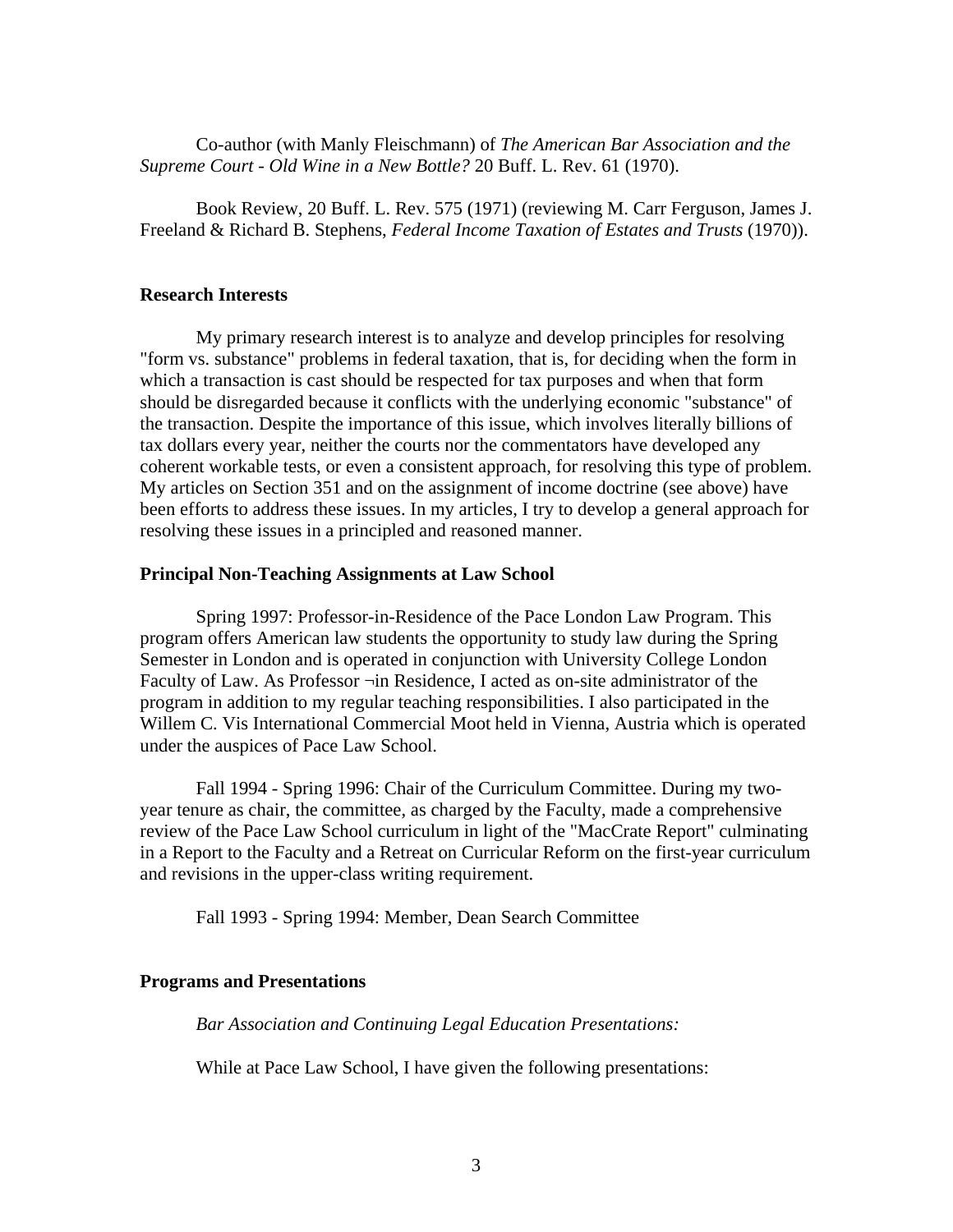Co-author (with Manly Fleischmann) of *The American Bar Association and the Supreme Court - Old Wine in a New Bottle?* 20 Buff. L. Rev. 61 (1970).

Book Review, 20 Buff. L. Rev. 575 (1971) (reviewing M. Carr Ferguson, James J. Freeland & Richard B. Stephens, *Federal Income Taxation of Estates and Trusts* (1970)).

**Research Interests**

My primary research interest is to analyze and develop principles for resolving "form vs. substance" problems in federal taxation, that is, for deciding when the form in which a transaction is cast should be respected for tax purposes and when that form should be disregarded because it conflicts with the underlying economic "substance" of the transaction. Despite the importance of this issue, which involves literally billions of tax dollars every year, neither the courts nor the commentators have developed any coherent workable tests, or even a consistent approach, for resolving this type of problem. My articles on Section 351 and on the assignment of income doctrine (see above) have been efforts to address these issues. In my articles, I try to develop a general approach for resolving these issues in a principled and reasoned manner.

**Principal Non-Teaching Assignments at Law School**

Spring 1997: Professor-in-Residence of the Pace London Law Program. This program offers American law students the opportunity to study law during the Spring Semester in London and is operated in conjunction with University College London Faculty of Law. As Professor ¬in Residence, I acted as on-site administrator of the program in addition to my regular teaching responsibilities. I also participated in the Willem C. Vis International Commercial Moot held in Vienna, Austria which is operated under the auspices of Pace Law School.

Fall 1994 - Spring 1996: Chair of the Curriculum Committee. During my two-year tenure as chair, the committee, as charged by the Faculty, made a comprehensive review of the Pace Law School curriculum in light of the "MacCrate Report" culminating in a Report to the Faculty and a Retreat on Curricular Reform on the first-year curriculum and revisions in the upper-class writing requirement.

Fall 1993 - Spring 1994: Member, Dean Search Committee

**Programs and Presentations**

*Bar Association and Continuing Legal Education Presentations:*

While at Pace Law School, I have given the following presentations: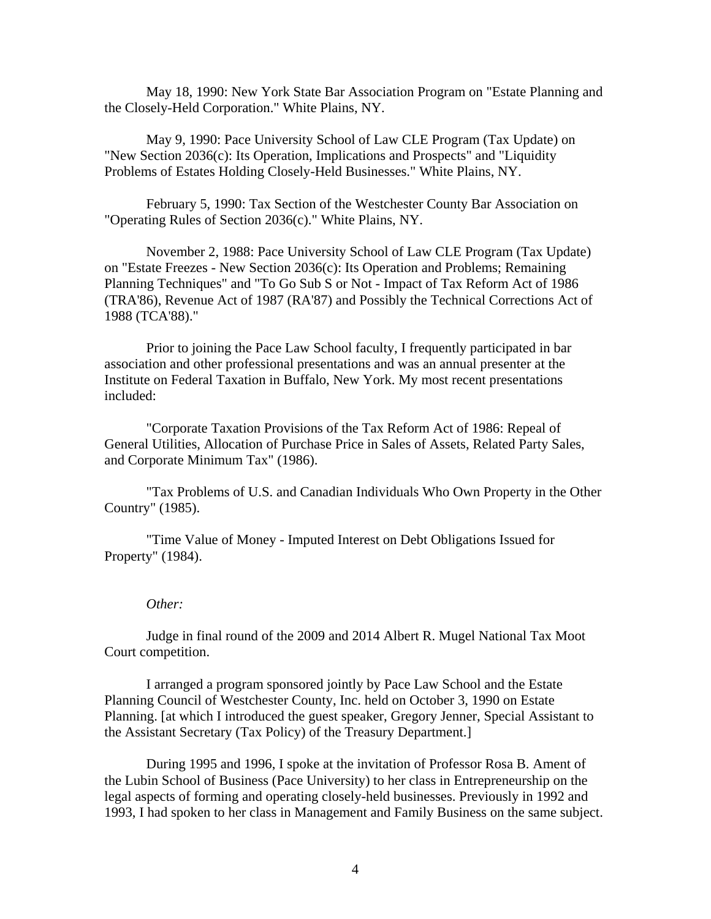May 18, 1990: New York State Bar Association Program on "Estate Planning and the Closely-Held Corporation." White Plains, NY.

May 9, 1990: Pace University School of Law CLE Program (Tax Update) on "New Section 2036(c): Its Operation, Implications and Prospects" and "Liquidity Problems of Estates Holding Closely-Held Businesses." White Plains, NY.

February 5, 1990: Tax Section of the Westchester County Bar Association on "Operating Rules of Section 2036(c)." White Plains, NY.

November 2, 1988: Pace University School of Law CLE Program (Tax Update) on "Estate Freezes - New Section 2036(c): Its Operation and Problems; Remaining Planning Techniques" and "To Go Sub S or Not - Impact of Tax Reform Act of 1986 (TRA'86), Revenue Act of 1987 (RA'87) and Possibly the Technical Corrections Act of 1988 (TCA'88)."

Prior to joining the Pace Law School faculty, I frequently participated in bar association and other professional presentations and was an annual presenter at the Institute on Federal Taxation in Buffalo, New York. My most recent presentations included:

"Corporate Taxation Provisions of the Tax Reform Act of 1986: Repeal of General Utilities, Allocation of Purchase Price in Sales of Assets, Related Party Sales, and Corporate Minimum Tax" (1986).

"Tax Problems of U.S. and Canadian Individuals Who Own Property in the Other Country" (1985).

"Time Value of Money - Imputed Interest on Debt Obligations Issued for Property" (1984).

*Other:*

Judge in final round of the 2009 and 2014 Albert R. Mugel National Tax Moot Court competition.

I arranged a program sponsored jointly by Pace Law School and the Estate Planning Council of Westchester County, Inc. held on October 3, 1990 on Estate Planning. [at which I introduced the guest speaker, Gregory Jenner, Special Assistant to the Assistant Secretary (Tax Policy) of the Treasury Department.]

During 1995 and 1996, I spoke at the invitation of Professor Rosa B. Ament of the Lubin School of Business (Pace University) to her class in Entrepreneurship on the legal aspects of forming and operating closely-held businesses. Previously in 1992 and 1993, I had spoken to her class in Management and Family Business on the same subject.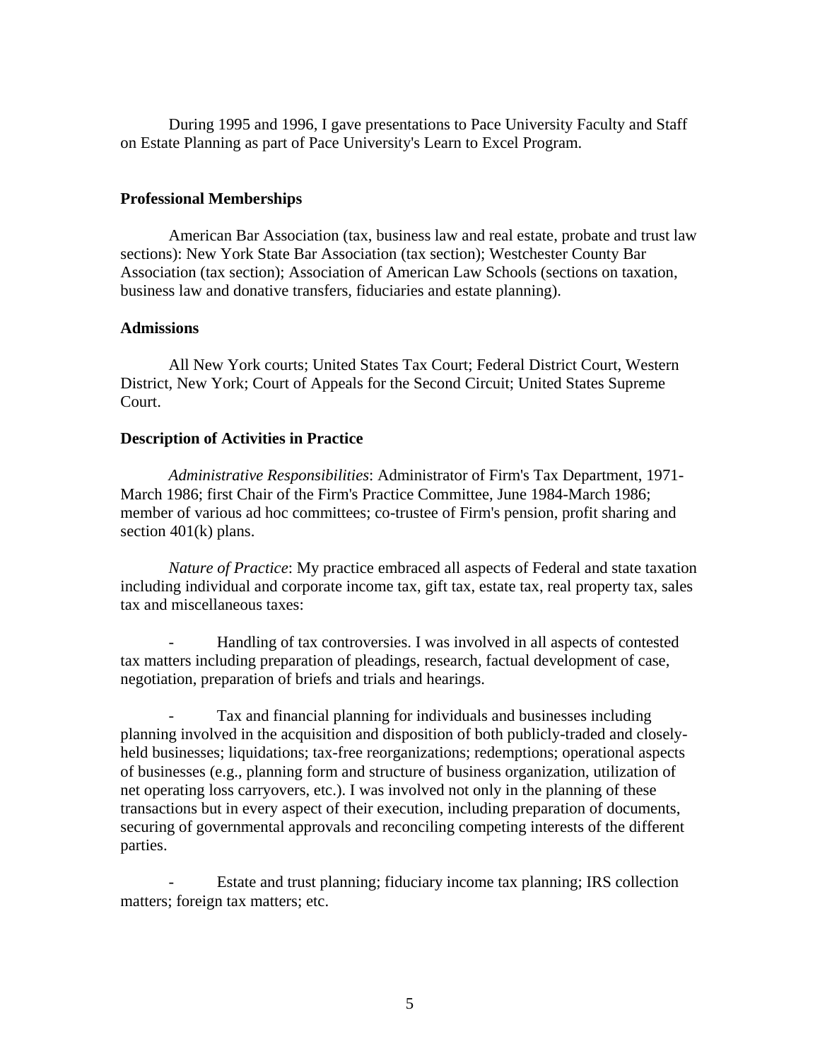During 1995 and 1996, I gave presentations to Pace University Faculty and Staff on Estate Planning as part of Pace University's Learn to Excel Program.

**Professional Memberships**

American Bar Association (tax, business law and real estate, probate and trust law sections): New York State Bar Association (tax section); Westchester County Bar Association (tax section); Association of American Law Schools (sections on taxation, business law and donative transfers, fiduciaries and estate planning).

**Admissions**

All New York courts; United States Tax Court; Federal District Court, Western District, New York; Court of Appeals for the Second Circuit; United States Supreme Court.

**Description of Activities in Practice**

*Administrative Responsibilities*: Administrator of Firm's Tax Department, 1971-March 1986; first Chair of the Firm's Practice Committee, June 1984-March 1986; member of various ad hoc committees; co-trustee of Firm's pension, profit sharing and section 401(k) plans.

*Nature of Practice*: My practice embraced all aspects of Federal and state taxation including individual and corporate income tax, gift tax, estate tax, real property tax, sales tax and miscellaneous taxes:

- Handling of tax controversies. I was involved in all aspects of contested tax matters including preparation of pleadings, research, factual development of case, negotiation, preparation of briefs and trials and hearings.

- Tax and financial planning for individuals and businesses including planning involved in the acquisition and disposition of both publicly-traded and closely-held businesses; liquidations; tax-free reorganizations; redemptions; operational aspects of businesses (e.g., planning form and structure of business organization, utilization of net operating loss carryovers, etc.). I was involved not only in the planning of these transactions but in every aspect of their execution, including preparation of documents, securing of governmental approvals and reconciling competing interests of the different parties.

- Estate and trust planning; fiduciary income tax planning; IRS collection matters; foreign tax matters; etc.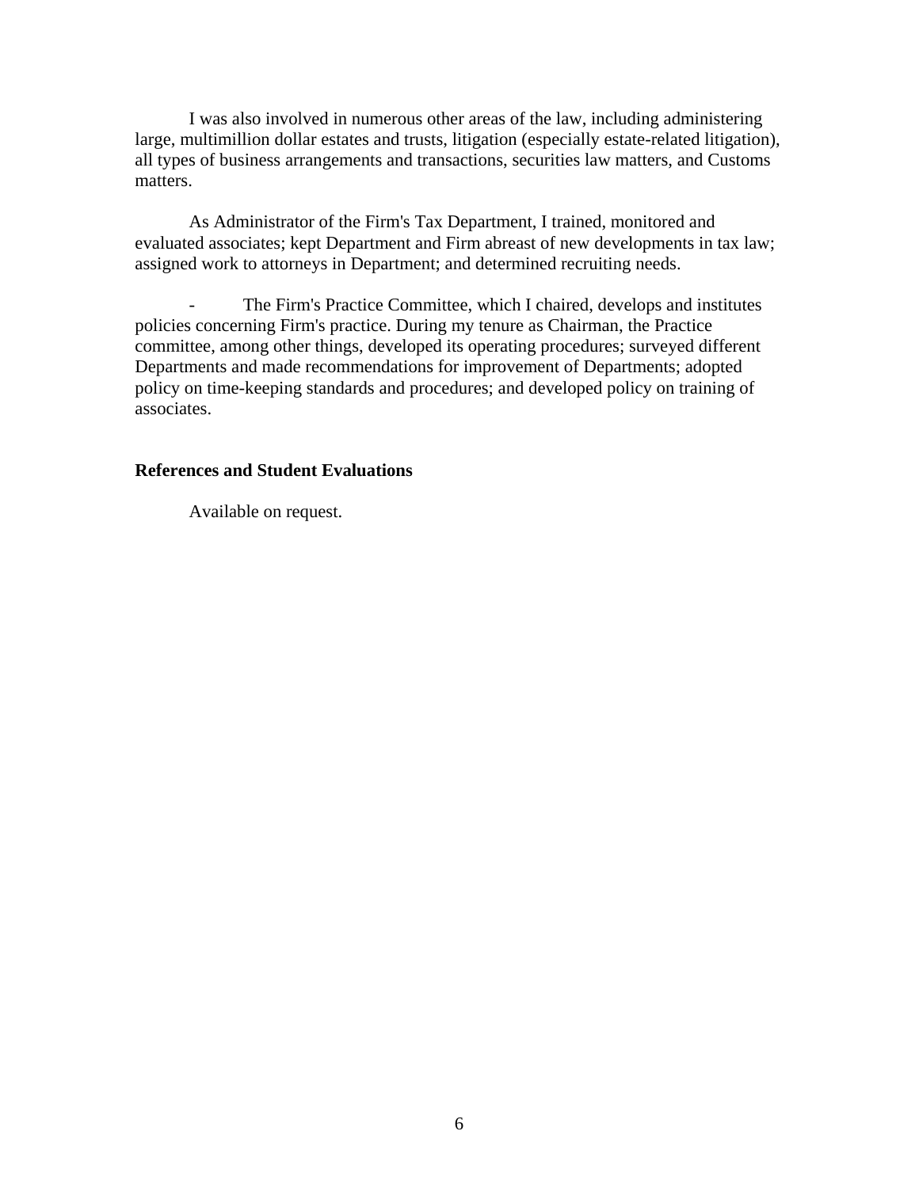I was also involved in numerous other areas of the law, including administering large, multimillion dollar estates and trusts, litigation (especially estate-related litigation), all types of business arrangements and transactions, securities law matters, and Customs matters.

As Administrator of the Firm's Tax Department, I trained, monitored and evaluated associates; kept Department and Firm abreast of new developments in tax law; assigned work to attorneys in Department; and determined recruiting needs.

- The Firm's Practice Committee, which I chaired, develops and institutes policies concerning Firm's practice. During my tenure as Chairman, the Practice committee, among other things, developed its operating procedures; surveyed different Departments and made recommendations for improvement of Departments; adopted policy on time-keeping standards and procedures; and developed policy on training of associates.

**References and Student Evaluations**

Available on request.